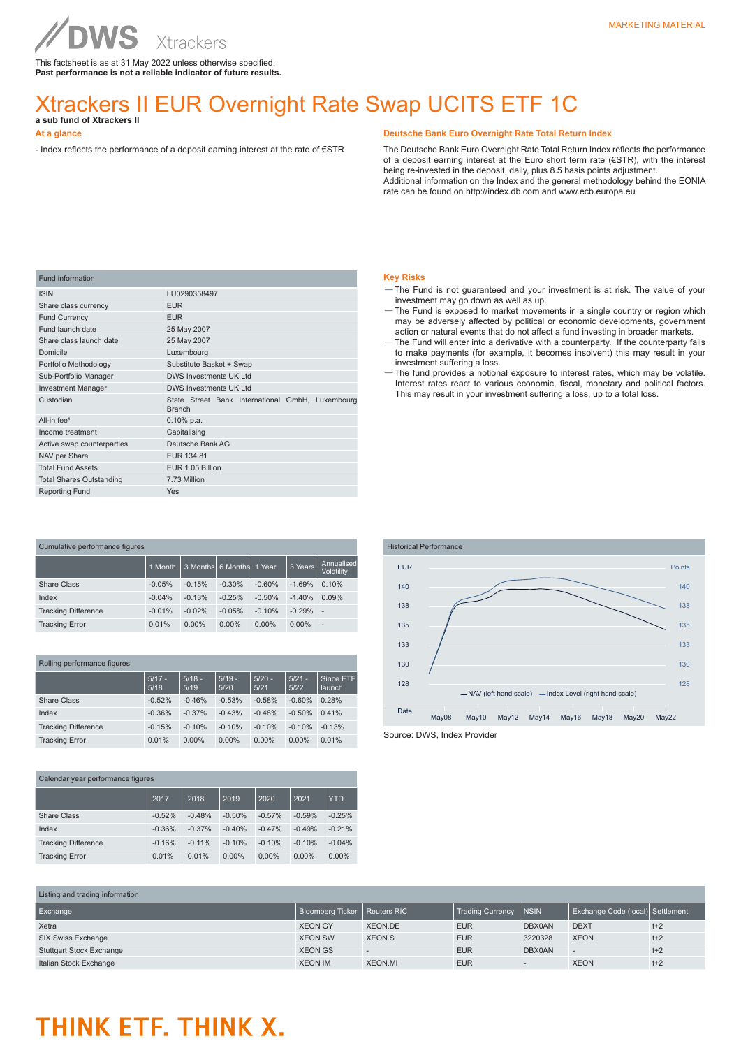DWS Xtrackers

MARKETING MATERIAL

This factsheet is as at 31 May 2022 unless otherwise specified.
**Past performance is not a reliable indicator of future results.**

# Xtrackers II EUR Overnight Rate Swap UCITS ETF 1C

**a sub fund of Xtrackers II**

## At a glance

- Index reflects the performance of a deposit earning interest at the rate of €STR

## Deutsche Bank Euro Overnight Rate Total Return Index

The Deutsche Bank Euro Overnight Rate Total Return Index reflects the performance of a deposit earning interest at the Euro short term rate (€STR), with the interest being re-invested in the deposit, daily, plus 8.5 basis points adjustment.
Additional information on the Index and the general methodology behind the EONIA rate can be found on http://index.db.com and www.ecb.europa.eu

| Fund information | |
|---|---|
| ISIN | LU0290358497 |
| Share class currency | EUR |
| Fund Currency | EUR |
| Fund launch date | 25 May 2007 |
| Share class launch date | 25 May 2007 |
| Domicile | Luxembourg |
| Portfolio Methodology | Substitute Basket + Swap |
| Sub-Portfolio Manager | DWS Investments UK Ltd |
| Investment Manager | DWS Investments UK Ltd |
| Custodian | State Street Bank International GmbH, Luxembourg Branch |
| All-in fee[1] | 0.10% p.a. |
| Income treatment | Capitalising |
| Active swap counterparties | Deutsche Bank AG |
| NAV per Share | EUR 134.81 |
| Total Fund Assets | EUR 1.05 Billion |
| Total Shares Outstanding | 7.73 Million |
| Reporting Fund | Yes |

## Key Risks

- The Fund is not guaranteed and your investment is at risk. The value of your investment may go down as well as up.
- The Fund is exposed to market movements in a single country or region which may be adversely affected by political or economic developments, government action or natural events that do not affect a fund investing in broader markets.
- The Fund will enter into a derivative with a counterparty. If the counterparty fails to make payments (for example, it becomes insolvent) this may result in your investment suffering a loss.
- The fund provides a notional exposure to interest rates, which may be volatile. Interest rates react to various economic, fiscal, monetary and political factors. This may result in your investment suffering a loss, up to a total loss.

### Cumulative performance figures

| | 1 Month | 3 Months | 6 Months | 1 Year | 3 Years | Annualised Volatility |
|---|---|---|---|---|---|---|
| Share Class | -0.05% | -0.15% | -0.30% | -0.60% | -1.69% | 0.10% |
| Index | -0.04% | -0.13% | -0.25% | -0.50% | -1.40% | 0.09% |
| Tracking Difference | -0.01% | -0.02% | -0.05% | -0.10% | -0.29% | - |
| Tracking Error | 0.01% | 0.00% | 0.00% | 0.00% | 0.00% | - |

### Historical Performance

| EUR | Points |
|---|---|
| 140 | 140 |
| 138 | 138 |
| 135 | 135 |
| 133 | 133 |
| 130 | 130 |
| 128 | 128 |

—NAV (left hand scale) —Index Level (right hand scale)

Date: May08 May10 May12 May14 May16 May18 May20 May22

Source: DWS, Index Provider

### Rolling performance figures

| | 5/17 - 5/18 | 5/18 - 5/19 | 5/19 - 5/20 | 5/20 - 5/21 | 5/21 - 5/22 | Since ETF launch |
|---|---|---|---|---|---|---|
| Share Class | -0.52% | -0.46% | -0.53% | -0.58% | -0.60% | 0.28% |
| Index | -0.36% | -0.37% | -0.43% | -0.48% | -0.50% | 0.41% |
| Tracking Difference | -0.15% | -0.10% | -0.10% | -0.10% | -0.10% | -0.13% |
| Tracking Error | 0.01% | 0.00% | 0.00% | 0.00% | 0.00% | 0.01% |

### Calendar year performance figures

| | 2017 | 2018 | 2019 | 2020 | 2021 | YTD |
|---|---|---|---|---|---|---|
| Share Class | -0.52% | -0.48% | -0.50% | -0.57% | -0.59% | -0.25% |
| Index | -0.36% | -0.37% | -0.40% | -0.47% | -0.49% | -0.21% |
| Tracking Difference | -0.16% | -0.11% | -0.10% | -0.10% | -0.10% | -0.04% |
| Tracking Error | 0.01% | 0.01% | 0.00% | 0.00% | 0.00% | 0.00% |

### Listing and trading information

| Exchange | Bloomberg Ticker | Reuters RIC | Trading Currency | NSIN | Exchange Code (local) | Settlement |
|---|---|---|---|---|---|---|
| Xetra | XEON GY | XEON.DE | EUR | DBX0AN | DBXT | t+2 |
| SIX Swiss Exchange | XEON SW | XEON.S | EUR | 3220328 | XEON | t+2 |
| Stuttgart Stock Exchange | XEON GS | - | EUR | DBX0AN | - | t+2 |
| Italian Stock Exchange | XEON IM | XEON.MI | EUR | - | XEON | t+2 |

**THINK ETF. THINK X.**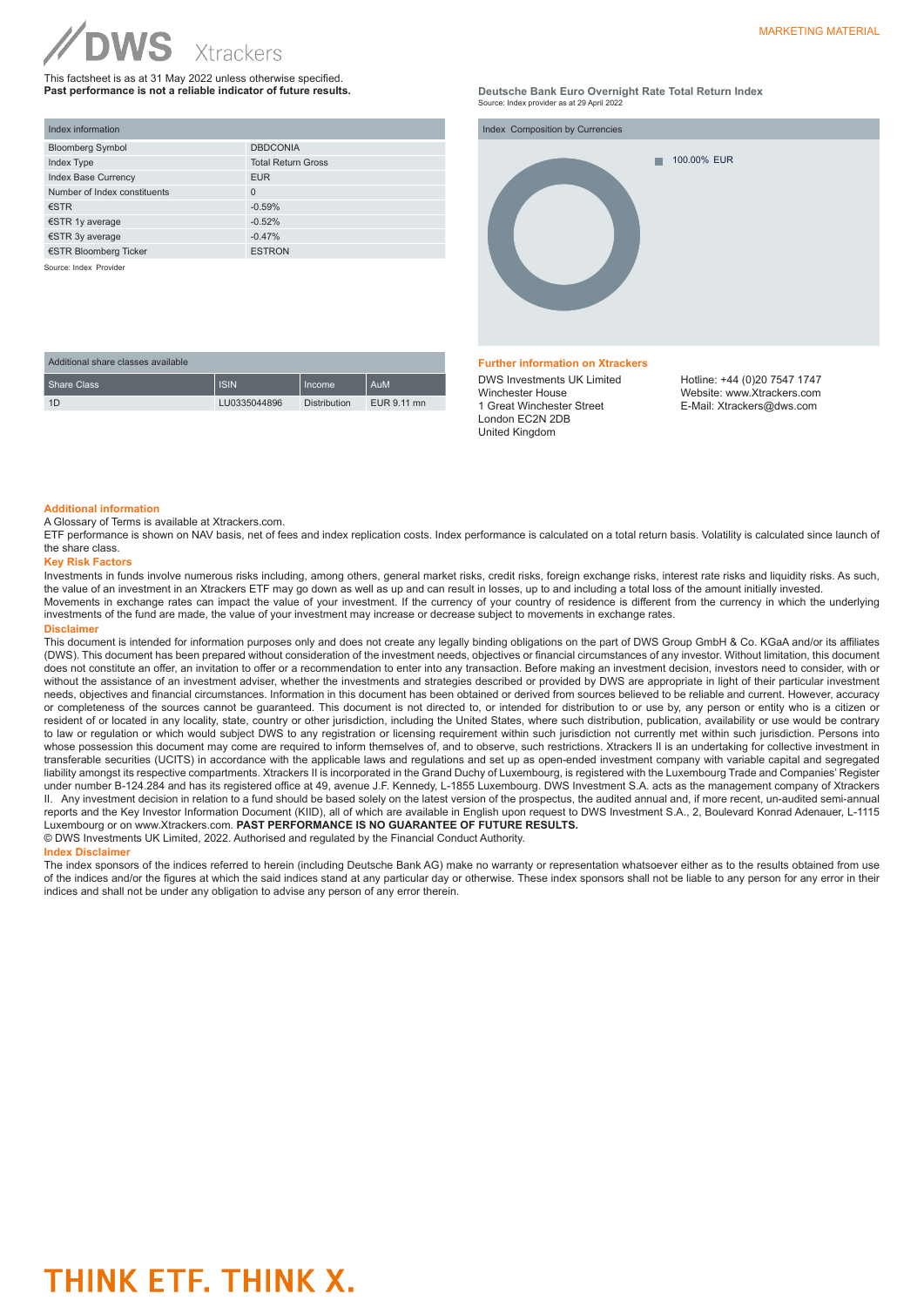MARKETING MATERIAL

This factsheet is as at 31 May 2022 unless otherwise specified.
**Past performance is not a reliable indicator of future results.**

**Deutsche Bank Euro Overnight Rate Total Return Index**
Source: Index provider as at 29 April 2022

| Index information | |
|---|---|
| Bloomberg Symbol | DBDCONIA |
| Index Type | Total Return Gross |
| Index Base Currency | EUR |
| Number of Index constituents | 0 |
| €STR | -0.59% |
| €STR 1y average | -0.52% |
| €STR 3y average | -0.47% |
| €STR Bloomberg Ticker | ESTRON |

Source: Index Provider

Index Composition by Currencies

100.00% EUR

Additional share classes available

| Share Class | ISIN | Income | AuM |
|---|---|---|---|
| 1D | LU0335044896 | Distribution | EUR 9.11 mn |

**Further information on Xtrackers**

DWS Investments UK Limited
Winchester House
1 Great Winchester Street
London EC2N 2DB
United Kingdom

Hotline: +44 (0)20 7547 1747
Website: www.Xtrackers.com
E-Mail: Xtrackers@dws.com

### Additional information

A Glossary of Terms is available at Xtrackers.com.
ETF performance is shown on NAV basis, net of fees and index replication costs. Index performance is calculated on a total return basis. Volatility is calculated since launch of the share class.

### Key Risk Factors

Investments in funds involve numerous risks including, among others, general market risks, credit risks, foreign exchange risks, interest rate risks and liquidity risks. As such, the value of an investment in an Xtrackers ETF may go down as well as up and can result in losses, up to and including a total loss of the amount initially invested.
Movements in exchange rates can impact the value of your investment. If the currency of your country of residence is different from the currency in which the underlying investments of the fund are made, the value of your investment may increase or decrease subject to movements in exchange rates.

### Disclaimer

This document is intended for information purposes only and does not create any legally binding obligations on the part of DWS Group GmbH & Co. KGaA and/or its affiliates (DWS). This document has been prepared without consideration of the investment needs, objectives or financial circumstances of any investor. Without limitation, this document does not constitute an offer, an invitation to offer or a recommendation to enter into any transaction. Before making an investment decision, investors need to consider, with or without the assistance of an investment adviser, whether the investments and strategies described or provided by DWS are appropriate in light of their particular investment needs, objectives and financial circumstances. Information in this document has been obtained or derived from sources believed to be reliable and current. However, accuracy or completeness of the sources cannot be guaranteed. This document is not directed to, or intended for distribution to or use by, any person or entity who is a citizen or resident of or located in any locality, state, country or other jurisdiction, including the United States, where such distribution, publication, availability or use would be contrary to law or regulation or which would subject DWS to any registration or licensing requirement within such jurisdiction not currently met within such jurisdiction. Persons into whose possession this document may come are required to inform themselves of, and to observe, such restrictions. Xtrackers II is an undertaking for collective investment in transferable securities (UCITS) in accordance with the applicable laws and regulations and set up as open-ended investment company with variable capital and segregated liability amongst its respective compartments. Xtrackers II is incorporated in the Grand Duchy of Luxembourg, is registered with the Luxembourg Trade and Companies' Register under number B-124.284 and has its registered office at 49, avenue J.F. Kennedy, L-1855 Luxembourg. DWS Investment S.A. acts as the management company of Xtrackers II. Any investment decision in relation to a fund should be based solely on the latest version of the prospectus, the audited annual and, if more recent, un-audited semi-annual reports and the Key Investor Information Document (KIID), all of which are available in English upon request to DWS Investment S.A., 2, Boulevard Konrad Adenauer, L-1115 Luxembourg or on www.Xtrackers.com. **PAST PERFORMANCE IS NO GUARANTEE OF FUTURE RESULTS.**
© DWS Investments UK Limited, 2022. Authorised and regulated by the Financial Conduct Authority.

### Index Disclaimer

The index sponsors of the indices referred to herein (including Deutsche Bank AG) make no warranty or representation whatsoever either as to the results obtained from use of the indices and/or the figures at which the said indices stand at any particular day or otherwise. These index sponsors shall not be liable to any person for any error in their indices and shall not be under any obligation to advise any person of any error therein.

THINK ETF. THINK X.